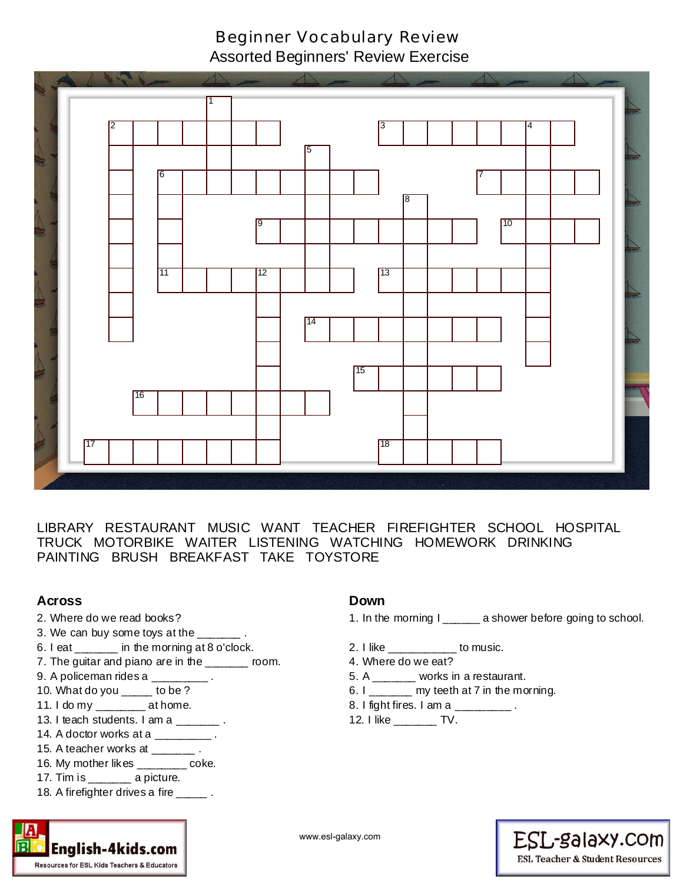# Beginner Vocabulary Review

## Assorted Beginners' Review Exercise

LIBRARY RESTAURANT MUSIC WANT TEACHER FIREFIGHTER SCHOOL HOSPITAL TRUCK MOTORBIKE WAITER LISTENING WATCHING HOMEWORK DRINKING PAINTING BRUSH BREAKFAST TAKE TOYSTORE

### Across

2. Where do we read books?
3. We can buy some toys at the _______ .
6. I eat _______ in the morning at 8 o'clock.
7. The guitar and piano are in the _______ room.
9. A policeman rides a _________ .
10. What do you _____ to be ?
11. I do my ________ at home.
13. I teach students. I am a _______ .
14. A doctor works at a _________ .
15. A teacher works at _______ .
16. My mother likes ________ coke.
17. Tim is _______ a picture.
18. A firefighter drives a fire _____ .

### Down

1. In the morning I ______ a shower before going to school.
2. I like ___________ to music.
4. Where do we eat?
5. A _______ works in a restaurant.
6. I _______ my teeth at 7 in the morning.
8. I fight fires. I am a _________ .
12. I like _______ TV.

www.esl-galaxy.com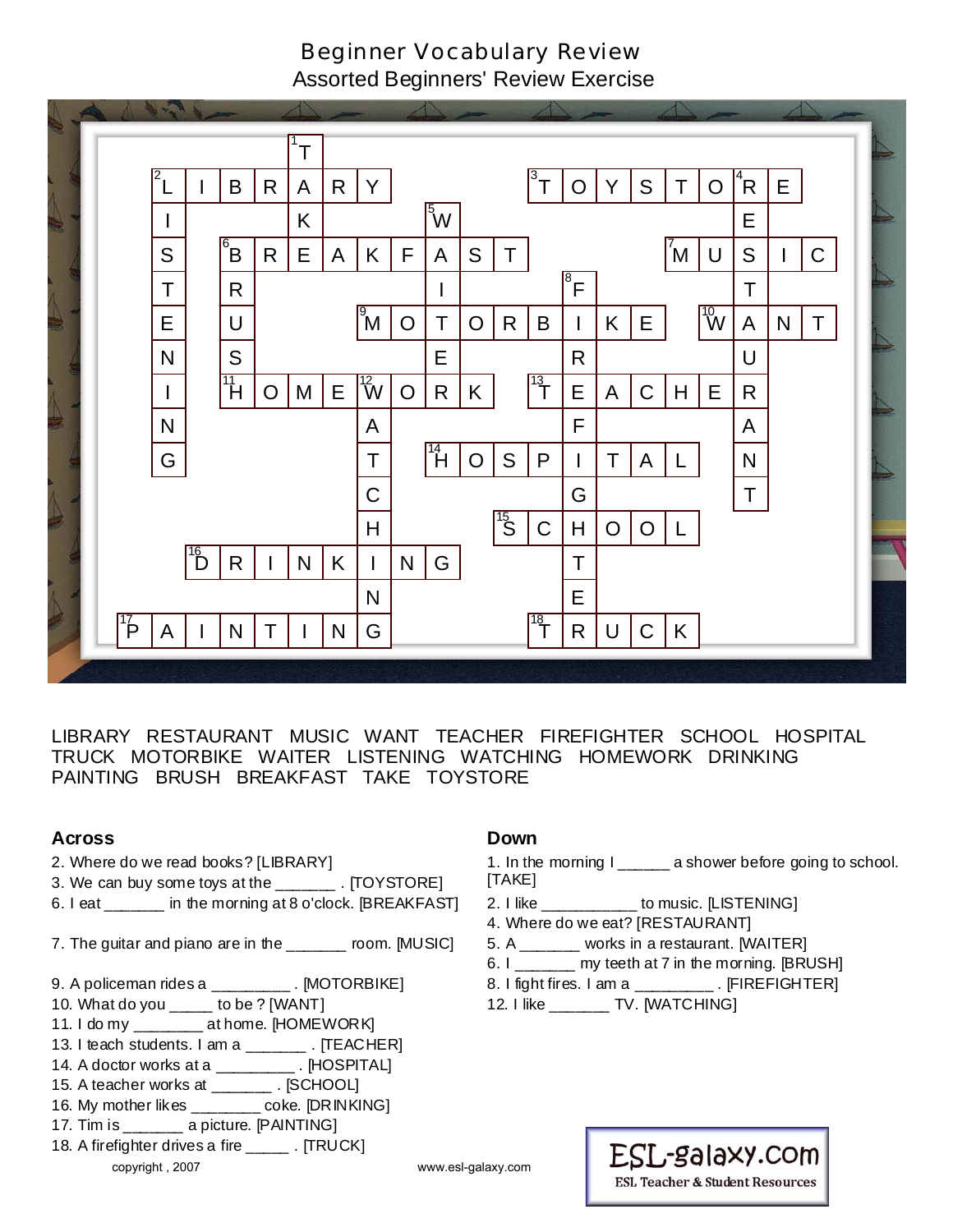# Beginner Vocabulary Review

## Assorted Beginners' Review Exercise

LIBRARY RESTAURANT MUSIC WANT TEACHER FIREFIGHTER SCHOOL HOSPITAL TRUCK MOTORBIKE WAITER LISTENING WATCHING HOMEWORK DRINKING PAINTING BRUSH BREAKFAST TAKE TOYSTORE

### Across

2. Where do we read books? [LIBRARY]
3. We can buy some toys at the _______ . [TOYSTORE]
6. I eat _______ in the morning at 8 o'clock. [BREAKFAST]
7. The guitar and piano are in the _______ room. [MUSIC]
9. A policeman rides a _________ . [MOTORBIKE]
10. What do you _____ to be ? [WANT]
11. I do my ________ at home. [HOMEWORK]
13. I teach students. I am a _______ . [TEACHER]
14. A doctor works at a _________ . [HOSPITAL]
15. A teacher works at _______ . [SCHOOL]
16. My mother likes ________ coke. [DRINKING]
17. Tim is _______ a picture. [PAINTING]
18. A firefighter drives a fire _____ . [TRUCK]

### Down

1. In the morning I ______ a shower before going to school. [TAKE]
2. I like ___________ to music. [LISTENING]
4. Where do we eat? [RESTAURANT]
5. A _______ works in a restaurant. [WAITER]
6. I _______ my teeth at 7 in the morning. [BRUSH]
8. I fight fires. I am a _________ . [FIREFIGHTER]
12. I like _______ TV. [WATCHING]

copyright , 2007 www.esl-galaxy.com

ESL-galaxy.com
ESL Teacher & Student Resources